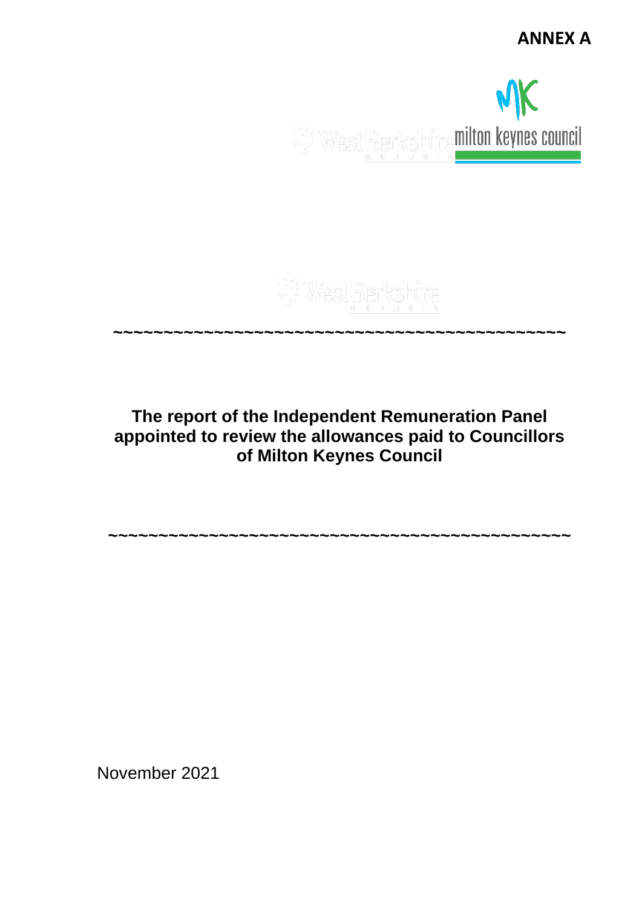**ANNEX A**

~~~~~~~~~~~~~~~~~~~~~~~~~~~~~~~~~~~~~~~~~~~~~~~

**The report of the Independent Remuneration Panel appointed to review the allowances paid to Councillors of Milton Keynes Council**

~~~~~~~~~~~~~~~~~~~~~~~~~~~~~~~~~~~~~~~~~~~~~~~

November 2021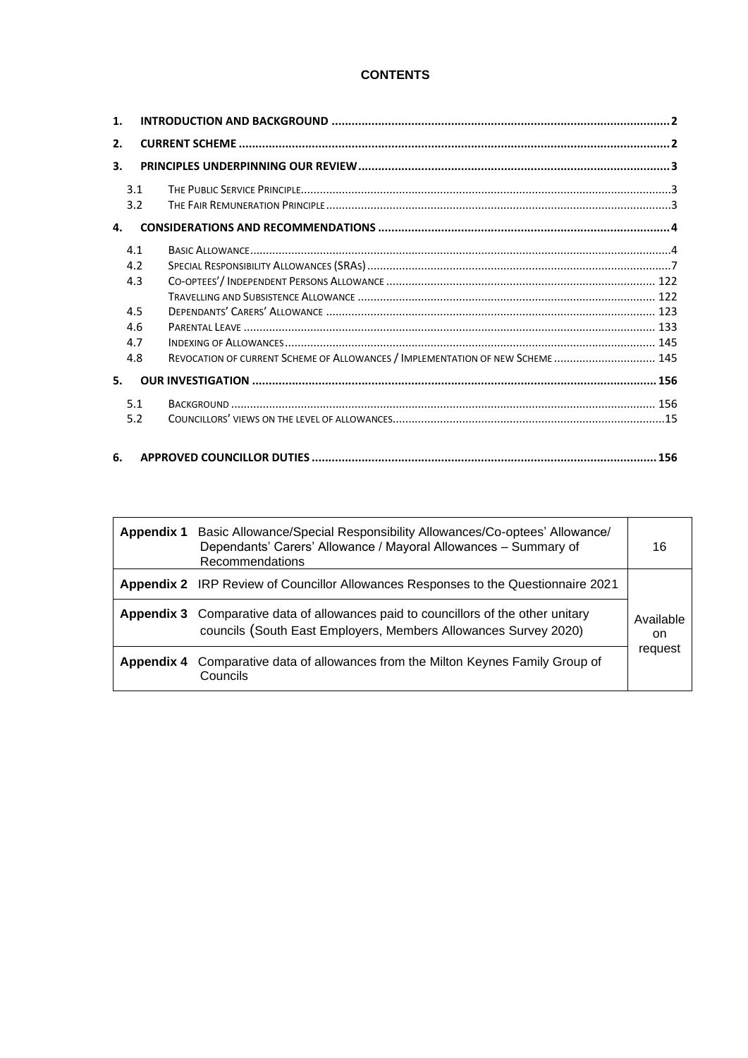**CONTENTS**

| | | |
|---|---|---|
| **1.** | **INTRODUCTION AND BACKGROUND** | **2** |
| **2.** | **CURRENT SCHEME** | **2** |
| **3.** | **PRINCIPLES UNDERPINNING OUR REVIEW** | **3** |
| 3.1 | THE PUBLIC SERVICE PRINCIPLE | 3 |
| 3.2 | THE FAIR REMUNERATION PRINCIPLE | 3 |
| **4.** | **CONSIDERATIONS AND RECOMMENDATIONS** | **4** |
| 4.1 | BASIC ALLOWANCE | 4 |
| 4.2 | SPECIAL RESPONSIBILITY ALLOWANCES (SRAS) | 7 |
| 4.3 | CO-OPTEES'/ INDEPENDENT PERSONS ALLOWANCE | 122 |
| | TRAVELLING AND SUBSISTENCE ALLOWANCE | 122 |
| 4.5 | DEPENDANTS' CARERS' ALLOWANCE | 123 |
| 4.6 | PARENTAL LEAVE | 133 |
| 4.7 | INDEXING OF ALLOWANCES | 145 |
| 4.8 | REVOCATION OF CURRENT SCHEME OF ALLOWANCES / IMPLEMENTATION OF NEW SCHEME | 145 |
| **5.** | **OUR INVESTIGATION** | **156** |
| 5.1 | BACKGROUND | 156 |
| 5.2 | COUNCILLORS' VIEWS ON THE LEVEL OF ALLOWANCES | 15 |
| **6.** | **APPROVED COUNCILLOR DUTIES** | **156** |

| | | |
|---|---|---|
| **Appendix 1** Basic Allowance/Special Responsibility Allowances/Co-optees' Allowance/ Dependants' Carers' Allowance / Mayoral Allowances – Summary of Recommendations | 16 |
| **Appendix 2** IRP Review of Councillor Allowances Responses to the Questionnaire 2021 | Available on request |
| **Appendix 3** Comparative data of allowances paid to councillors of the other unitary councils (South East Employers, Members Allowances Survey 2020) | |
| **Appendix 4** Comparative data of allowances from the Milton Keynes Family Group of Councils | |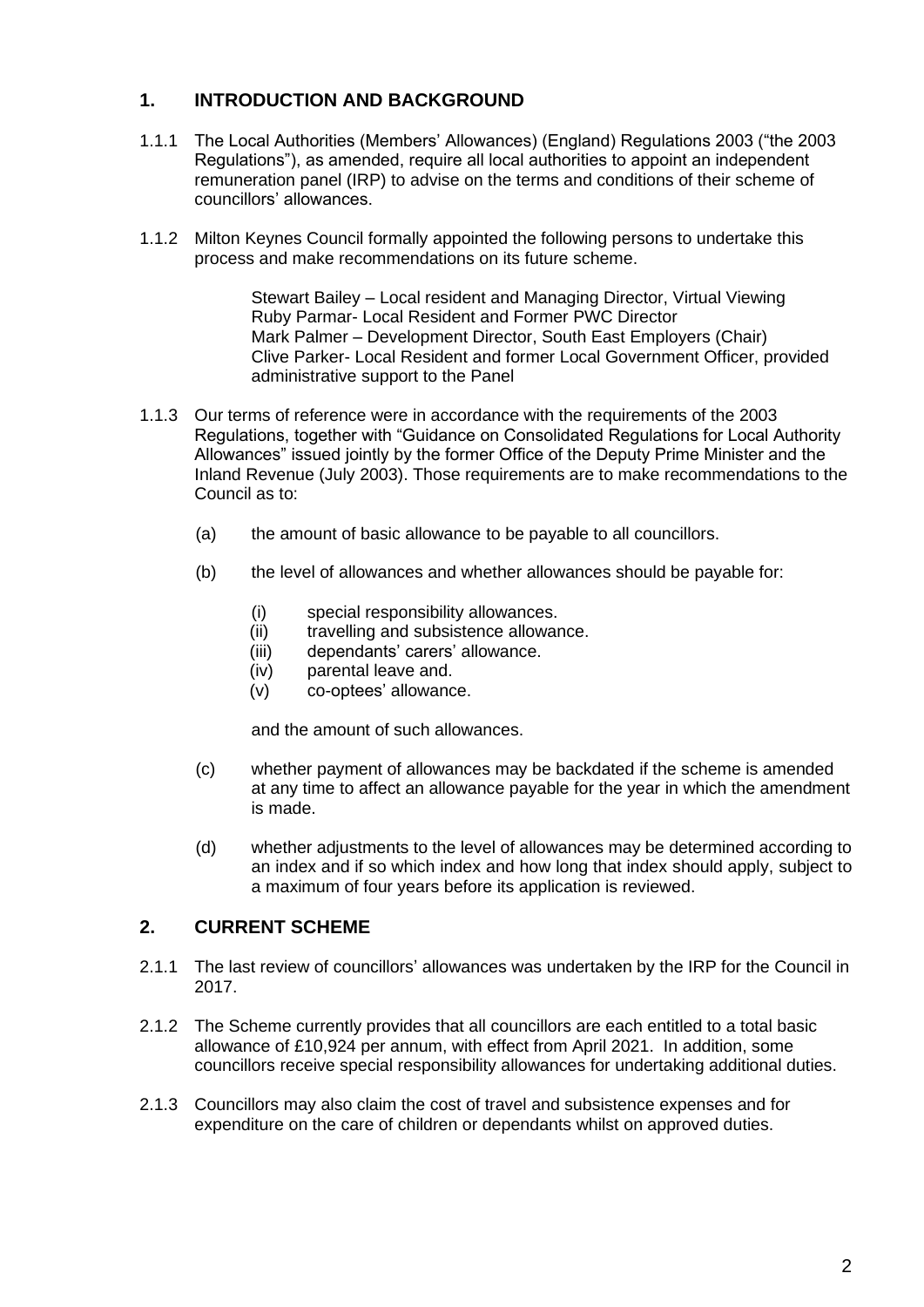## 1. INTRODUCTION AND BACKGROUND

1.1.1 The Local Authorities (Members' Allowances) (England) Regulations 2003 ("the 2003 Regulations"), as amended, require all local authorities to appoint an independent remuneration panel (IRP) to advise on the terms and conditions of their scheme of councillors' allowances.

1.1.2 Milton Keynes Council formally appointed the following persons to undertake this process and make recommendations on its future scheme.

> Stewart Bailey – Local resident and Managing Director, Virtual Viewing
> Ruby Parmar- Local Resident and Former PWC Director
> Mark Palmer – Development Director, South East Employers (Chair)
> Clive Parker- Local Resident and former Local Government Officer, provided administrative support to the Panel

1.1.3 Our terms of reference were in accordance with the requirements of the 2003 Regulations, together with "Guidance on Consolidated Regulations for Local Authority Allowances" issued jointly by the former Office of the Deputy Prime Minister and the Inland Revenue (July 2003). Those requirements are to make recommendations to the Council as to:

(a) the amount of basic allowance to be payable to all councillors.

(b) the level of allowances and whether allowances should be payable for:

  (i) special responsibility allowances.
  (ii) travelling and subsistence allowance.
  (iii) dependants' carers' allowance.
  (iv) parental leave and.
  (v) co-optees' allowance.

  and the amount of such allowances.

(c) whether payment of allowances may be backdated if the scheme is amended at any time to affect an allowance payable for the year in which the amendment is made.

(d) whether adjustments to the level of allowances may be determined according to an index and if so which index and how long that index should apply, subject to a maximum of four years before its application is reviewed.

## 2. CURRENT SCHEME

2.1.1 The last review of councillors' allowances was undertaken by the IRP for the Council in 2017.

2.1.2 The Scheme currently provides that all councillors are each entitled to a total basic allowance of £10,924 per annum, with effect from April 2021. In addition, some councillors receive special responsibility allowances for undertaking additional duties.

2.1.3 Councillors may also claim the cost of travel and subsistence expenses and for expenditure on the care of children or dependants whilst on approved duties.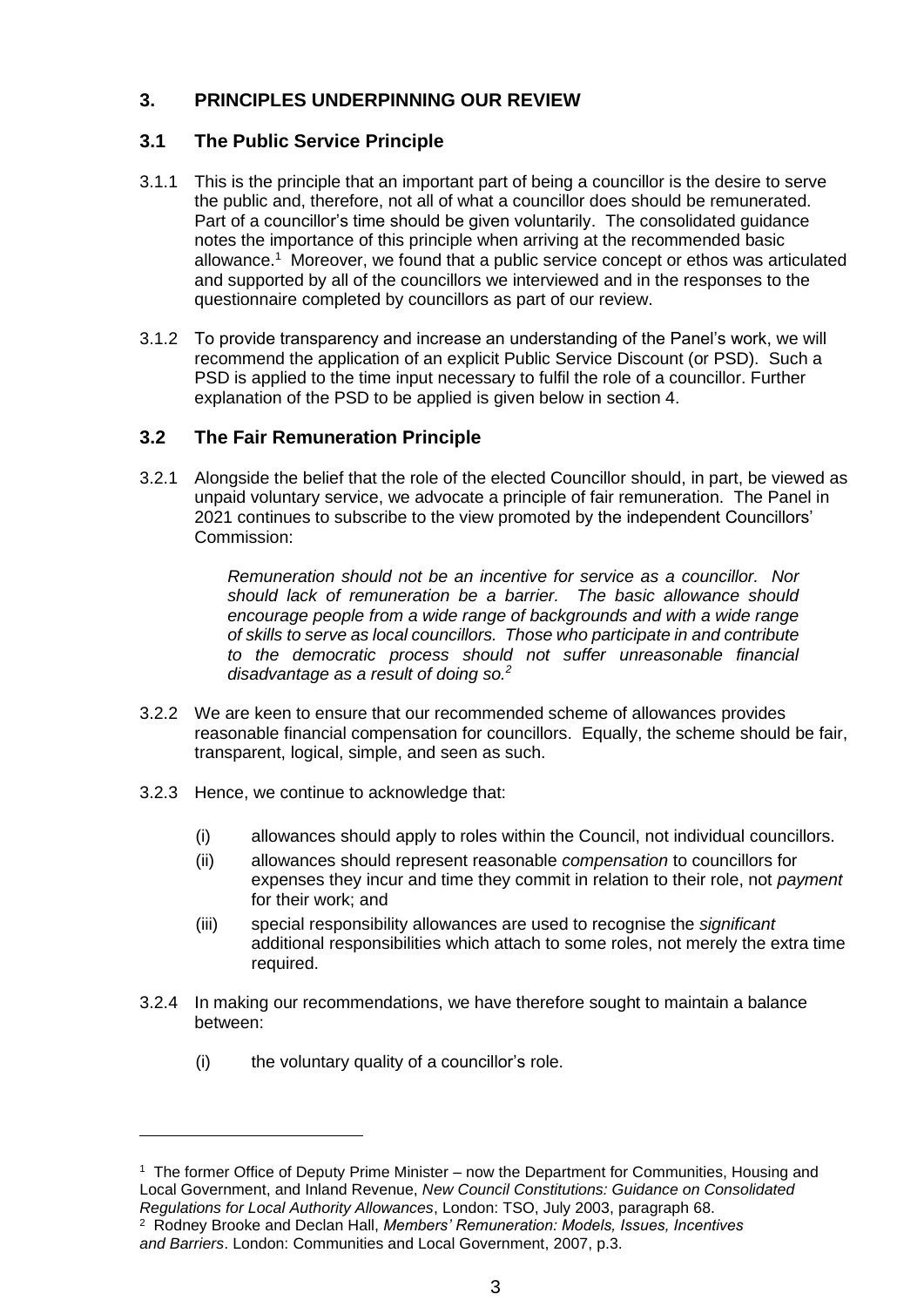## 3. PRINCIPLES UNDERPINNING OUR REVIEW

### 3.1 The Public Service Principle

3.1.1 This is the principle that an important part of being a councillor is the desire to serve the public and, therefore, not all of what a councillor does should be remunerated. Part of a councillor's time should be given voluntarily. The consolidated guidance notes the importance of this principle when arriving at the recommended basic allowance.[1] Moreover, we found that a public service concept or ethos was articulated and supported by all of the councillors we interviewed and in the responses to the questionnaire completed by councillors as part of our review.

3.1.2 To provide transparency and increase an understanding of the Panel's work, we will recommend the application of an explicit Public Service Discount (or PSD). Such a PSD is applied to the time input necessary to fulfil the role of a councillor. Further explanation of the PSD to be applied is given below in section 4.

### 3.2 The Fair Remuneration Principle

3.2.1 Alongside the belief that the role of the elected Councillor should, in part, be viewed as unpaid voluntary service, we advocate a principle of fair remuneration. The Panel in 2021 continues to subscribe to the view promoted by the independent Councillors' Commission:

> *Remuneration should not be an incentive for service as a councillor. Nor should lack of remuneration be a barrier. The basic allowance should encourage people from a wide range of backgrounds and with a wide range of skills to serve as local councillors. Those who participate in and contribute to the democratic process should not suffer unreasonable financial disadvantage as a result of doing so.*[2]

3.2.2 We are keen to ensure that our recommended scheme of allowances provides reasonable financial compensation for councillors. Equally, the scheme should be fair, transparent, logical, simple, and seen as such.

3.2.3 Hence, we continue to acknowledge that:

- (i) allowances should apply to roles within the Council, not individual councillors.
- (ii) allowances should represent reasonable *compensation* to councillors for expenses they incur and time they commit in relation to their role, not *payment* for their work; and
- (iii) special responsibility allowances are used to recognise the *significant* additional responsibilities which attach to some roles, not merely the extra time required.

3.2.4 In making our recommendations, we have therefore sought to maintain a balance between:

- (i) the voluntary quality of a councillor's role.

---

[1] The former Office of Deputy Prime Minister – now the Department for Communities, Housing and Local Government, and Inland Revenue, *New Council Constitutions: Guidance on Consolidated Regulations for Local Authority Allowances*, London: TSO, July 2003, paragraph 68.

[2] Rodney Brooke and Declan Hall, *Members' Remuneration: Models, Issues, Incentives and Barriers*. London: Communities and Local Government, 2007, p.3.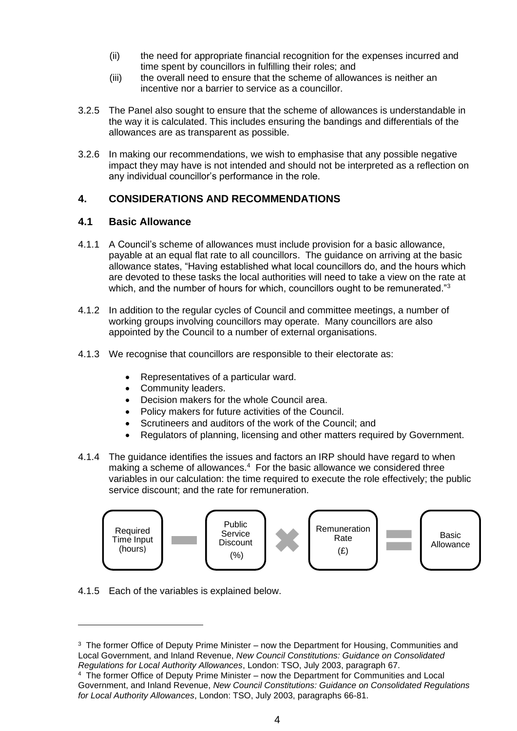(ii) the need for appropriate financial recognition for the expenses incurred and time spent by councillors in fulfilling their roles; and

(iii) the overall need to ensure that the scheme of allowances is neither an incentive nor a barrier to service as a councillor.

3.2.5 The Panel also sought to ensure that the scheme of allowances is understandable in the way it is calculated. This includes ensuring the bandings and differentials of the allowances are as transparent as possible.

3.2.6 In making our recommendations, we wish to emphasise that any possible negative impact they may have is not intended and should not be interpreted as a reflection on any individual councillor's performance in the role.

## 4. CONSIDERATIONS AND RECOMMENDATIONS

### 4.1 Basic Allowance

4.1.1 A Council's scheme of allowances must include provision for a basic allowance, payable at an equal flat rate to all councillors. The guidance on arriving at the basic allowance states, "Having established what local councillors do, and the hours which are devoted to these tasks the local authorities will need to take a view on the rate at which, and the number of hours for which, councillors ought to be remunerated."[3]

4.1.2 In addition to the regular cycles of Council and committee meetings, a number of working groups involving councillors may operate. Many councillors are also appointed by the Council to a number of external organisations.

4.1.3 We recognise that councillors are responsible to their electorate as:

- Representatives of a particular ward.
- Community leaders.
- Decision makers for the whole Council area.
- Policy makers for future activities of the Council.
- Scrutineers and auditors of the work of the Council; and
- Regulators of planning, licensing and other matters required by Government.

4.1.4 The guidance identifies the issues and factors an IRP should have regard to when making a scheme of allowances.[4] For the basic allowance we considered three variables in our calculation: the time required to execute the role effectively; the public service discount; and the rate for remuneration.

Required Time Input (hours) − Public Service Discount (%) × Remuneration Rate (£) = Basic Allowance

4.1.5 Each of the variables is explained below.

---

[3] The former Office of Deputy Prime Minister – now the Department for Housing, Communities and Local Government, and Inland Revenue, *New Council Constitutions: Guidance on Consolidated Regulations for Local Authority Allowances*, London: TSO, July 2003, paragraph 67.

[4] The former Office of Deputy Prime Minister – now the Department for Communities and Local Government, and Inland Revenue, *New Council Constitutions: Guidance on Consolidated Regulations for Local Authority Allowances*, London: TSO, July 2003, paragraphs 66-81.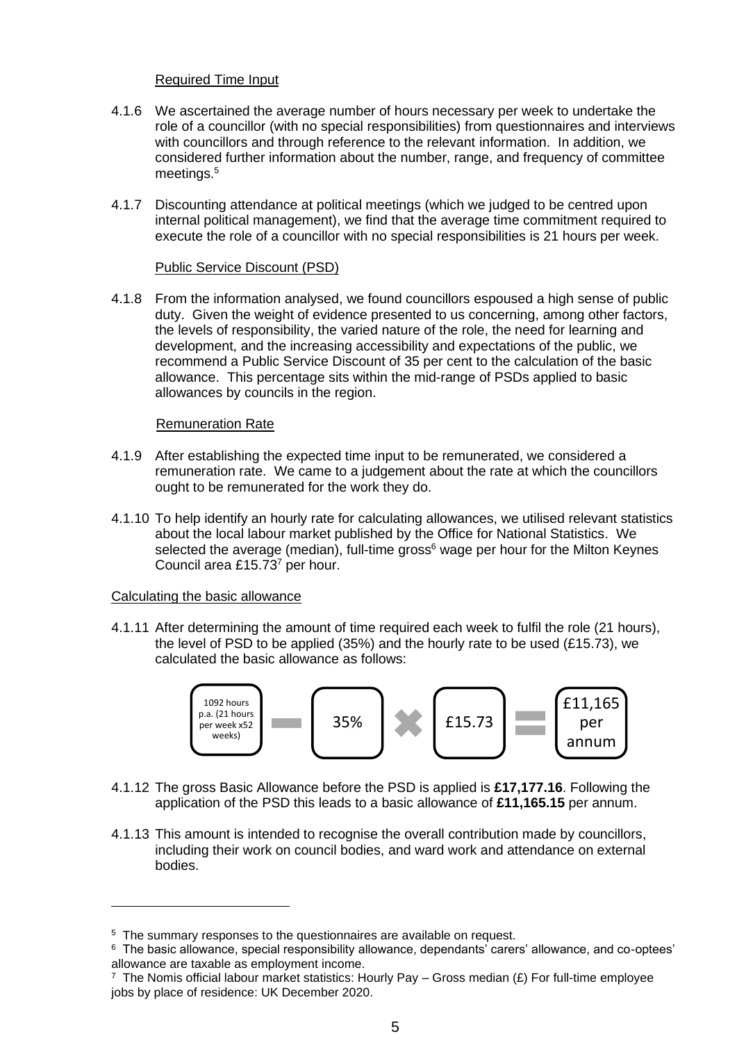Required Time Input

4.1.6 We ascertained the average number of hours necessary per week to undertake the role of a councillor (with no special responsibilities) from questionnaires and interviews with councillors and through reference to the relevant information. In addition, we considered further information about the number, range, and frequency of committee meetings.[5]

4.1.7 Discounting attendance at political meetings (which we judged to be centred upon internal political management), we find that the average time commitment required to execute the role of a councillor with no special responsibilities is 21 hours per week.

Public Service Discount (PSD)

4.1.8 From the information analysed, we found councillors espoused a high sense of public duty. Given the weight of evidence presented to us concerning, among other factors, the levels of responsibility, the varied nature of the role, the need for learning and development, and the increasing accessibility and expectations of the public, we recommend a Public Service Discount of 35 per cent to the calculation of the basic allowance. This percentage sits within the mid-range of PSDs applied to basic allowances by councils in the region.

Remuneration Rate

4.1.9 After establishing the expected time input to be remunerated, we considered a remuneration rate. We came to a judgement about the rate at which the councillors ought to be remunerated for the work they do.

4.1.10 To help identify an hourly rate for calculating allowances, we utilised relevant statistics about the local labour market published by the Office for National Statistics. We selected the average (median), full-time gross[6] wage per hour for the Milton Keynes Council area £15.73[7] per hour.

Calculating the basic allowance

4.1.11 After determining the amount of time required each week to fulfil the role (21 hours), the level of PSD to be applied (35%) and the hourly rate to be used (£15.73), we calculated the basic allowance as follows:

1092 hours p.a. (21 hours per week x52 weeks) − 35% × £15.73 = £11,165 per annum

4.1.12 The gross Basic Allowance before the PSD is applied is **£17,177.16**. Following the application of the PSD this leads to a basic allowance of **£11,165.15** per annum.

4.1.13 This amount is intended to recognise the overall contribution made by councillors, including their work on council bodies, and ward work and attendance on external bodies.

---

[5] The summary responses to the questionnaires are available on request.

[6] The basic allowance, special responsibility allowance, dependants' carers' allowance, and co-optees' allowance are taxable as employment income.

[7] The Nomis official labour market statistics: Hourly Pay – Gross median (£) For full-time employee jobs by place of residence: UK December 2020.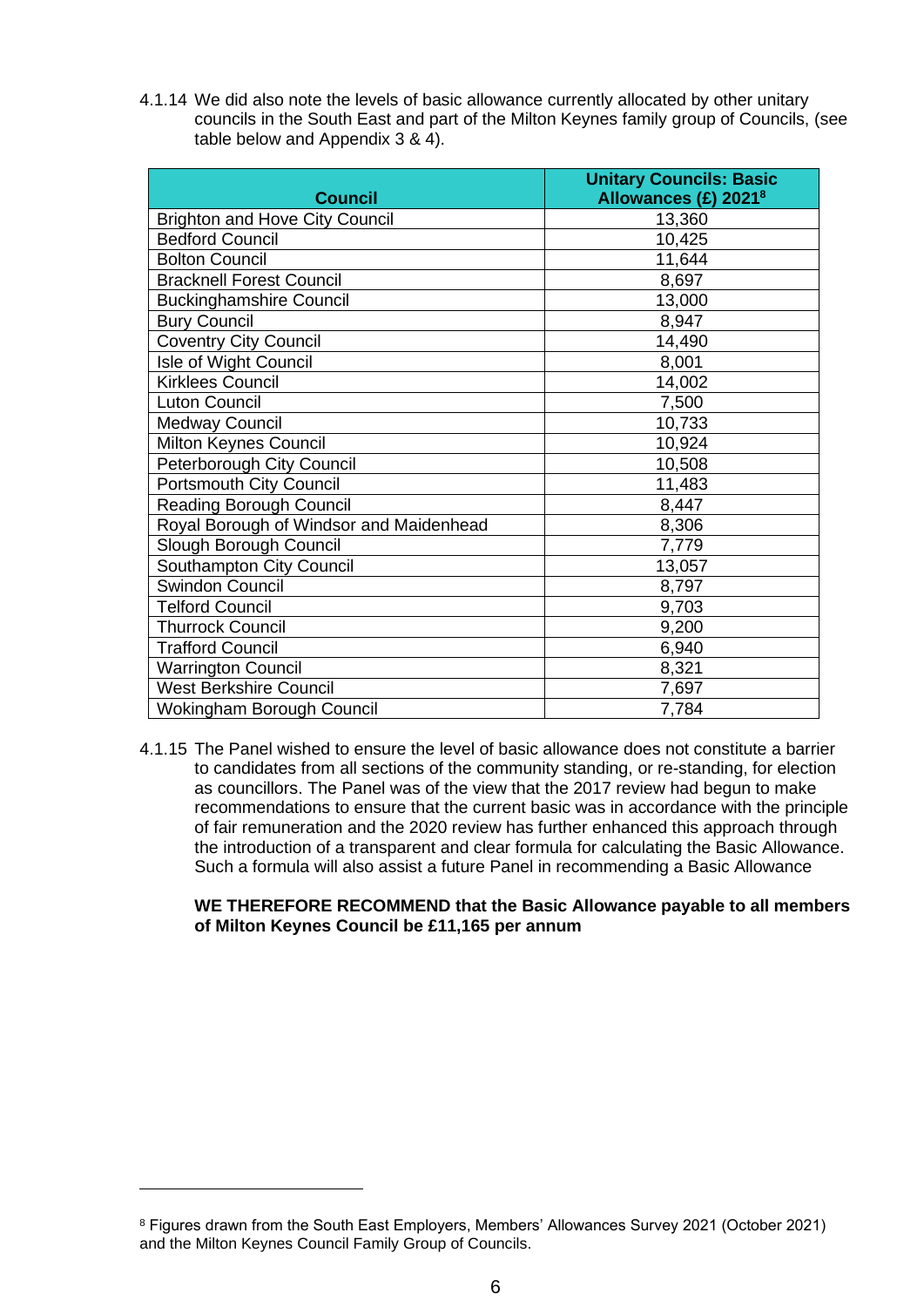4.1.14 We did also note the levels of basic allowance currently allocated by other unitary councils in the South East and part of the Milton Keynes family group of Councils, (see table below and Appendix 3 & 4).

| Council | Unitary Councils: Basic Allowances (£) 2021[8] |
|---|---|
| Brighton and Hove City Council | 13,360 |
| Bedford Council | 10,425 |
| Bolton Council | 11,644 |
| Bracknell Forest Council | 8,697 |
| Buckinghamshire Council | 13,000 |
| Bury Council | 8,947 |
| Coventry City Council | 14,490 |
| Isle of Wight Council | 8,001 |
| Kirklees Council | 14,002 |
| Luton Council | 7,500 |
| Medway Council | 10,733 |
| Milton Keynes Council | 10,924 |
| Peterborough City Council | 10,508 |
| Portsmouth City Council | 11,483 |
| Reading Borough Council | 8,447 |
| Royal Borough of Windsor and Maidenhead | 8,306 |
| Slough Borough Council | 7,779 |
| Southampton City Council | 13,057 |
| Swindon Council | 8,797 |
| Telford Council | 9,703 |
| Thurrock Council | 9,200 |
| Trafford Council | 6,940 |
| Warrington Council | 8,321 |
| West Berkshire Council | 7,697 |
| Wokingham Borough Council | 7,784 |

4.1.15 The Panel wished to ensure the level of basic allowance does not constitute a barrier to candidates from all sections of the community standing, or re-standing, for election as councillors. The Panel was of the view that the 2017 review had begun to make recommendations to ensure that the current basic was in accordance with the principle of fair remuneration and the 2020 review has further enhanced this approach through the introduction of a transparent and clear formula for calculating the Basic Allowance. Such a formula will also assist a future Panel in recommending a Basic Allowance

**WE THEREFORE RECOMMEND that the Basic Allowance payable to all members of Milton Keynes Council be £11,165 per annum**

[8] Figures drawn from the South East Employers, Members' Allowances Survey 2021 (October 2021) and the Milton Keynes Council Family Group of Councils.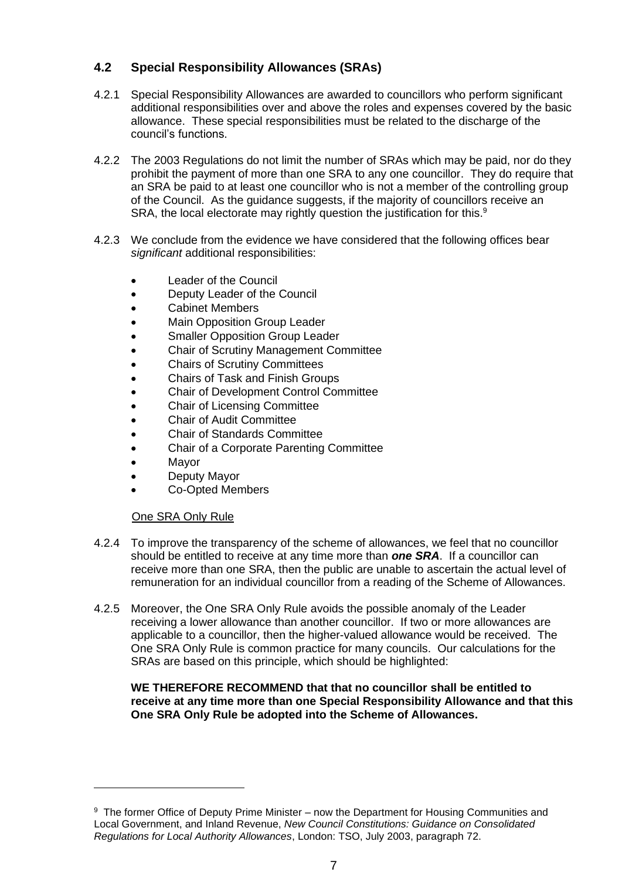## 4.2 Special Responsibility Allowances (SRAs)

4.2.1 Special Responsibility Allowances are awarded to councillors who perform significant additional responsibilities over and above the roles and expenses covered by the basic allowance. These special responsibilities must be related to the discharge of the council's functions.

4.2.2 The 2003 Regulations do not limit the number of SRAs which may be paid, nor do they prohibit the payment of more than one SRA to any one councillor. They do require that an SRA be paid to at least one councillor who is not a member of the controlling group of the Council. As the guidance suggests, if the majority of councillors receive an SRA, the local electorate may rightly question the justification for this.[9]

4.2.3 We conclude from the evidence we have considered that the following offices bear *significant* additional responsibilities:

- Leader of the Council
- Deputy Leader of the Council
- Cabinet Members
- Main Opposition Group Leader
- Smaller Opposition Group Leader
- Chair of Scrutiny Management Committee
- Chairs of Scrutiny Committees
- Chairs of Task and Finish Groups
- Chair of Development Control Committee
- Chair of Licensing Committee
- Chair of Audit Committee
- Chair of Standards Committee
- Chair of a Corporate Parenting Committee
- Mayor
- Deputy Mayor
- Co-Opted Members

One SRA Only Rule

4.2.4 To improve the transparency of the scheme of allowances, we feel that no councillor should be entitled to receive at any time more than ***one SRA***. If a councillor can receive more than one SRA, then the public are unable to ascertain the actual level of remuneration for an individual councillor from a reading of the Scheme of Allowances.

4.2.5 Moreover, the One SRA Only Rule avoids the possible anomaly of the Leader receiving a lower allowance than another councillor. If two or more allowances are applicable to a councillor, then the higher-valued allowance would be received. The One SRA Only Rule is common practice for many councils. Our calculations for the SRAs are based on this principle, which should be highlighted:

**WE THEREFORE RECOMMEND that that no councillor shall be entitled to receive at any time more than one Special Responsibility Allowance and that this One SRA Only Rule be adopted into the Scheme of Allowances.**

---

[9] The former Office of Deputy Prime Minister – now the Department for Housing Communities and Local Government, and Inland Revenue, *New Council Constitutions: Guidance on Consolidated Regulations for Local Authority Allowances*, London: TSO, July 2003, paragraph 72.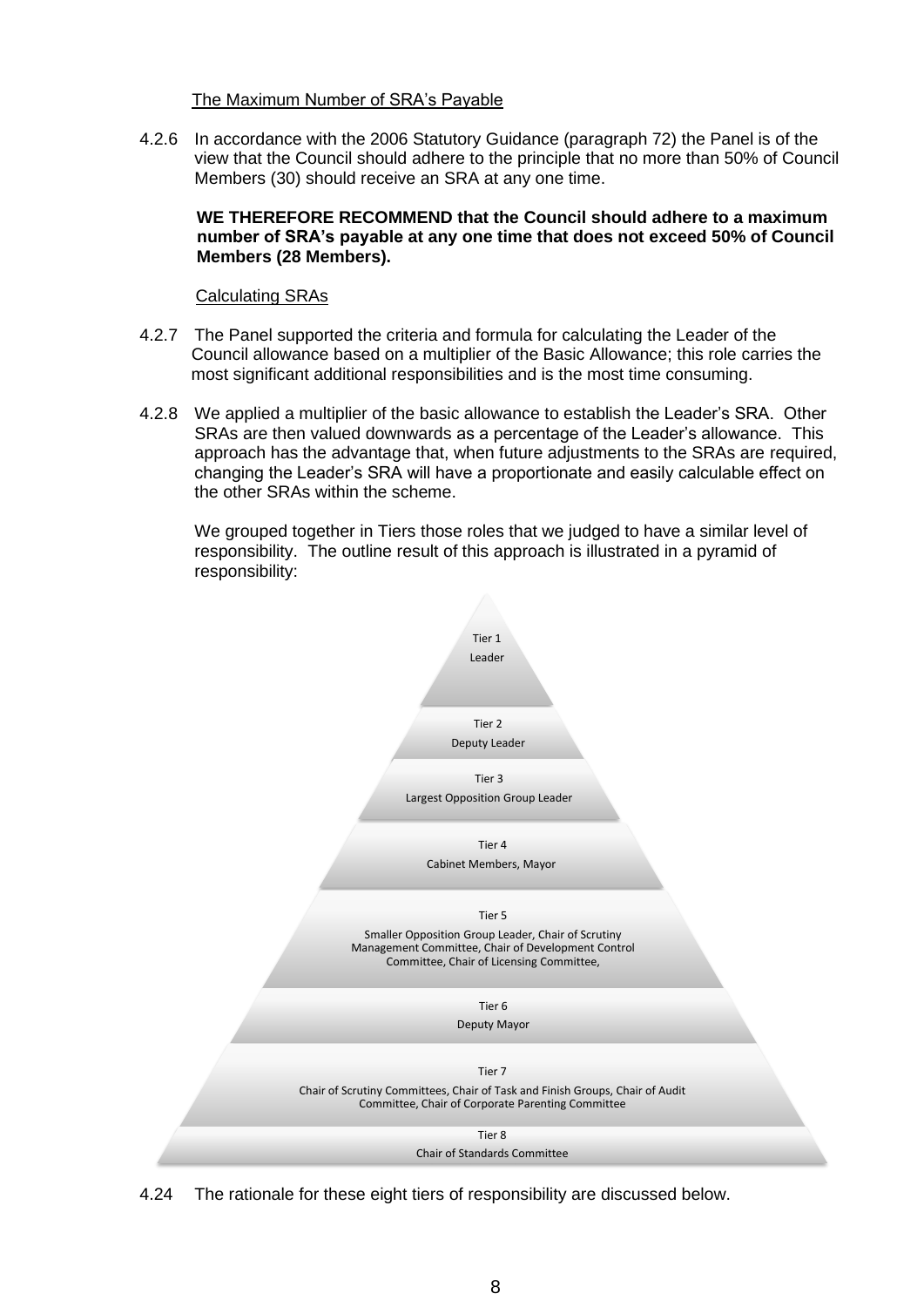The Maximum Number of SRA's Payable

4.2.6 In accordance with the 2006 Statutory Guidance (paragraph 72) the Panel is of the view that the Council should adhere to the principle that no more than 50% of Council Members (30) should receive an SRA at any one time.

**WE THEREFORE RECOMMEND that the Council should adhere to a maximum number of SRA's payable at any one time that does not exceed 50% of Council Members (28 Members).**

Calculating SRAs

4.2.7 The Panel supported the criteria and formula for calculating the Leader of the Council allowance based on a multiplier of the Basic Allowance; this role carries the most significant additional responsibilities and is the most time consuming.

4.2.8 We applied a multiplier of the basic allowance to establish the Leader's SRA. Other SRAs are then valued downwards as a percentage of the Leader's allowance. This approach has the advantage that, when future adjustments to the SRAs are required, changing the Leader's SRA will have a proportionate and easily calculable effect on the other SRAs within the scheme.

We grouped together in Tiers those roles that we judged to have a similar level of responsibility. The outline result of this approach is illustrated in a pyramid of responsibility:

Tier 1
Leader

Tier 2
Deputy Leader

Tier 3
Largest Opposition Group Leader

Tier 4
Cabinet Members, Mayor

Tier 5
Smaller Opposition Group Leader, Chair of Scrutiny Management Committee, Chair of Development Control Committee, Chair of Licensing Committee,

Tier 6
Deputy Mayor

Tier 7
Chair of Scrutiny Committees, Chair of Task and Finish Groups, Chair of Audit Committee, Chair of Corporate Parenting Committee

Tier 8
Chair of Standards Committee

4.24 The rationale for these eight tiers of responsibility are discussed below.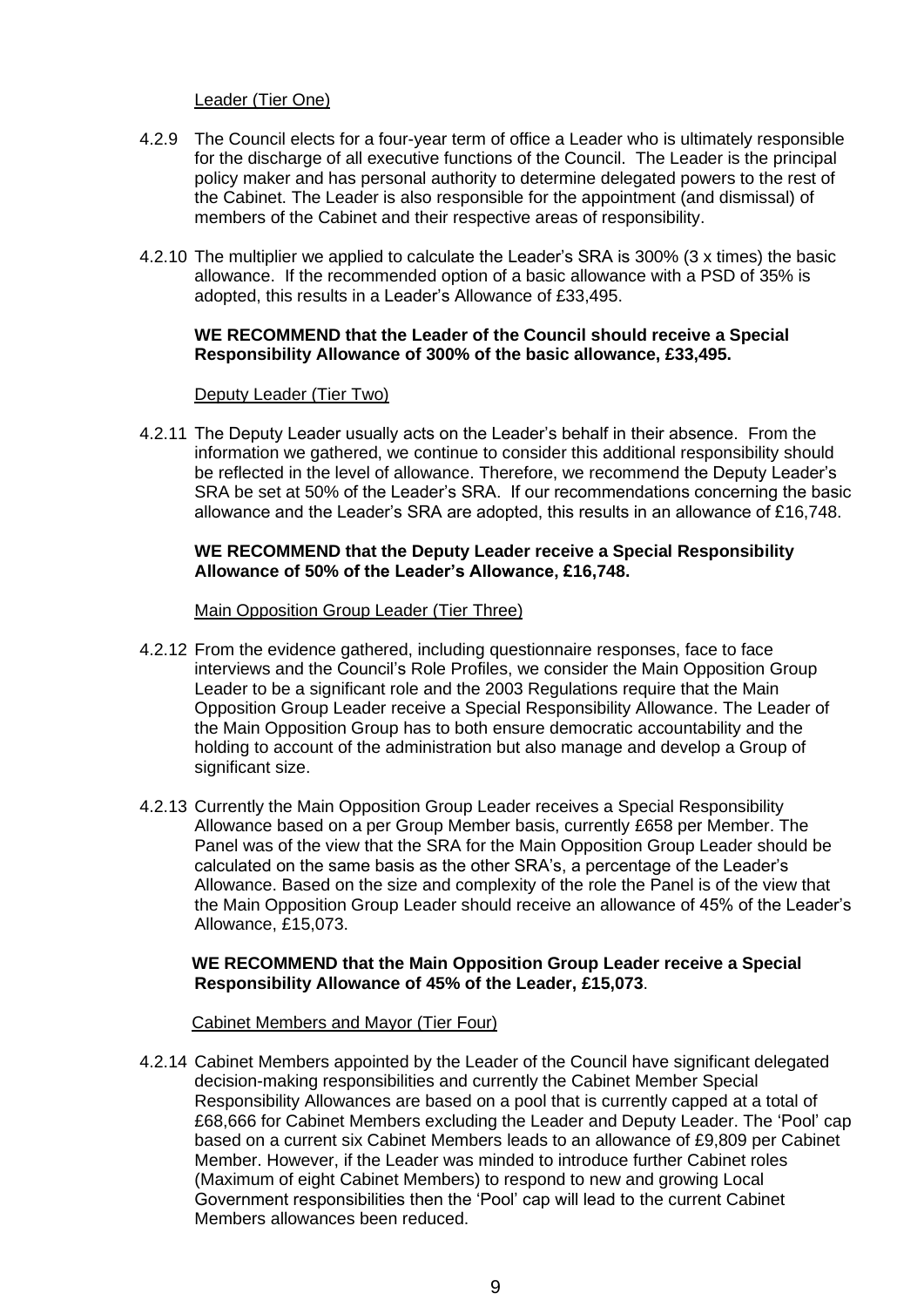Leader (Tier One)

4.2.9 The Council elects for a four-year term of office a Leader who is ultimately responsible for the discharge of all executive functions of the Council. The Leader is the principal policy maker and has personal authority to determine delegated powers to the rest of the Cabinet. The Leader is also responsible for the appointment (and dismissal) of members of the Cabinet and their respective areas of responsibility.

4.2.10 The multiplier we applied to calculate the Leader's SRA is 300% (3 x times) the basic allowance. If the recommended option of a basic allowance with a PSD of 35% is adopted, this results in a Leader's Allowance of £33,495.

**WE RECOMMEND that the Leader of the Council should receive a Special Responsibility Allowance of 300% of the basic allowance, £33,495.**

Deputy Leader (Tier Two)

4.2.11 The Deputy Leader usually acts on the Leader's behalf in their absence. From the information we gathered, we continue to consider this additional responsibility should be reflected in the level of allowance. Therefore, we recommend the Deputy Leader's SRA be set at 50% of the Leader's SRA. If our recommendations concerning the basic allowance and the Leader's SRA are adopted, this results in an allowance of £16,748.

**WE RECOMMEND that the Deputy Leader receive a Special Responsibility Allowance of 50% of the Leader's Allowance, £16,748.**

Main Opposition Group Leader (Tier Three)

4.2.12 From the evidence gathered, including questionnaire responses, face to face interviews and the Council's Role Profiles, we consider the Main Opposition Group Leader to be a significant role and the 2003 Regulations require that the Main Opposition Group Leader receive a Special Responsibility Allowance. The Leader of the Main Opposition Group has to both ensure democratic accountability and the holding to account of the administration but also manage and develop a Group of significant size.

4.2.13 Currently the Main Opposition Group Leader receives a Special Responsibility Allowance based on a per Group Member basis, currently £658 per Member. The Panel was of the view that the SRA for the Main Opposition Group Leader should be calculated on the same basis as the other SRA's, a percentage of the Leader's Allowance. Based on the size and complexity of the role the Panel is of the view that the Main Opposition Group Leader should receive an allowance of 45% of the Leader's Allowance, £15,073.

**WE RECOMMEND that the Main Opposition Group Leader receive a Special Responsibility Allowance of 45% of the Leader, £15,073**.

Cabinet Members and Mayor (Tier Four)

4.2.14 Cabinet Members appointed by the Leader of the Council have significant delegated decision-making responsibilities and currently the Cabinet Member Special Responsibility Allowances are based on a pool that is currently capped at a total of £68,666 for Cabinet Members excluding the Leader and Deputy Leader. The 'Pool' cap based on a current six Cabinet Members leads to an allowance of £9,809 per Cabinet Member. However, if the Leader was minded to introduce further Cabinet roles (Maximum of eight Cabinet Members) to respond to new and growing Local Government responsibilities then the 'Pool' cap will lead to the current Cabinet Members allowances been reduced.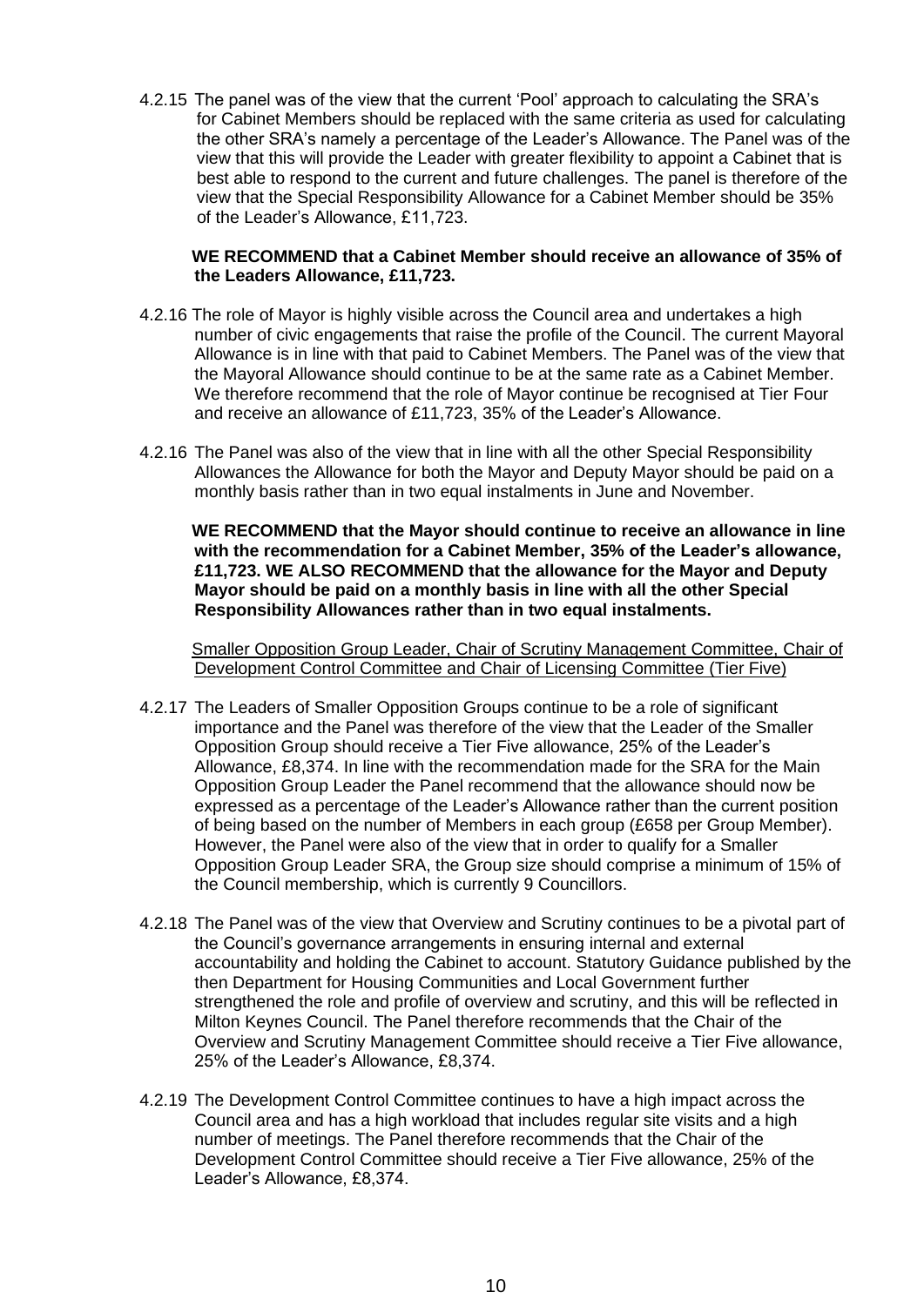4.2.15 The panel was of the view that the current 'Pool' approach to calculating the SRA's for Cabinet Members should be replaced with the same criteria as used for calculating the other SRA's namely a percentage of the Leader's Allowance. The Panel was of the view that this will provide the Leader with greater flexibility to appoint a Cabinet that is best able to respond to the current and future challenges. The panel is therefore of the view that the Special Responsibility Allowance for a Cabinet Member should be 35% of the Leader's Allowance, £11,723.

**WE RECOMMEND that a Cabinet Member should receive an allowance of 35% of the Leaders Allowance, £11,723.**

4.2.16 The role of Mayor is highly visible across the Council area and undertakes a high number of civic engagements that raise the profile of the Council. The current Mayoral Allowance is in line with that paid to Cabinet Members. The Panel was of the view that the Mayoral Allowance should continue to be at the same rate as a Cabinet Member. We therefore recommend that the role of Mayor continue be recognised at Tier Four and receive an allowance of £11,723, 35% of the Leader's Allowance.

4.2.16 The Panel was also of the view that in line with all the other Special Responsibility Allowances the Allowance for both the Mayor and Deputy Mayor should be paid on a monthly basis rather than in two equal instalments in June and November.

**WE RECOMMEND that the Mayor should continue to receive an allowance in line with the recommendation for a Cabinet Member, 35% of the Leader's allowance, £11,723. WE ALSO RECOMMEND that the allowance for the Mayor and Deputy Mayor should be paid on a monthly basis in line with all the other Special Responsibility Allowances rather than in two equal instalments.**

Smaller Opposition Group Leader, Chair of Scrutiny Management Committee, Chair of Development Control Committee and Chair of Licensing Committee (Tier Five)

4.2.17 The Leaders of Smaller Opposition Groups continue to be a role of significant importance and the Panel was therefore of the view that the Leader of the Smaller Opposition Group should receive a Tier Five allowance, 25% of the Leader's Allowance, £8,374. In line with the recommendation made for the SRA for the Main Opposition Group Leader the Panel recommend that the allowance should now be expressed as a percentage of the Leader's Allowance rather than the current position of being based on the number of Members in each group (£658 per Group Member). However, the Panel were also of the view that in order to qualify for a Smaller Opposition Group Leader SRA, the Group size should comprise a minimum of 15% of the Council membership, which is currently 9 Councillors.

4.2.18 The Panel was of the view that Overview and Scrutiny continues to be a pivotal part of the Council's governance arrangements in ensuring internal and external accountability and holding the Cabinet to account. Statutory Guidance published by the then Department for Housing Communities and Local Government further strengthened the role and profile of overview and scrutiny, and this will be reflected in Milton Keynes Council. The Panel therefore recommends that the Chair of the Overview and Scrutiny Management Committee should receive a Tier Five allowance, 25% of the Leader's Allowance, £8,374.

4.2.19 The Development Control Committee continues to have a high impact across the Council area and has a high workload that includes regular site visits and a high number of meetings. The Panel therefore recommends that the Chair of the Development Control Committee should receive a Tier Five allowance, 25% of the Leader's Allowance, £8,374.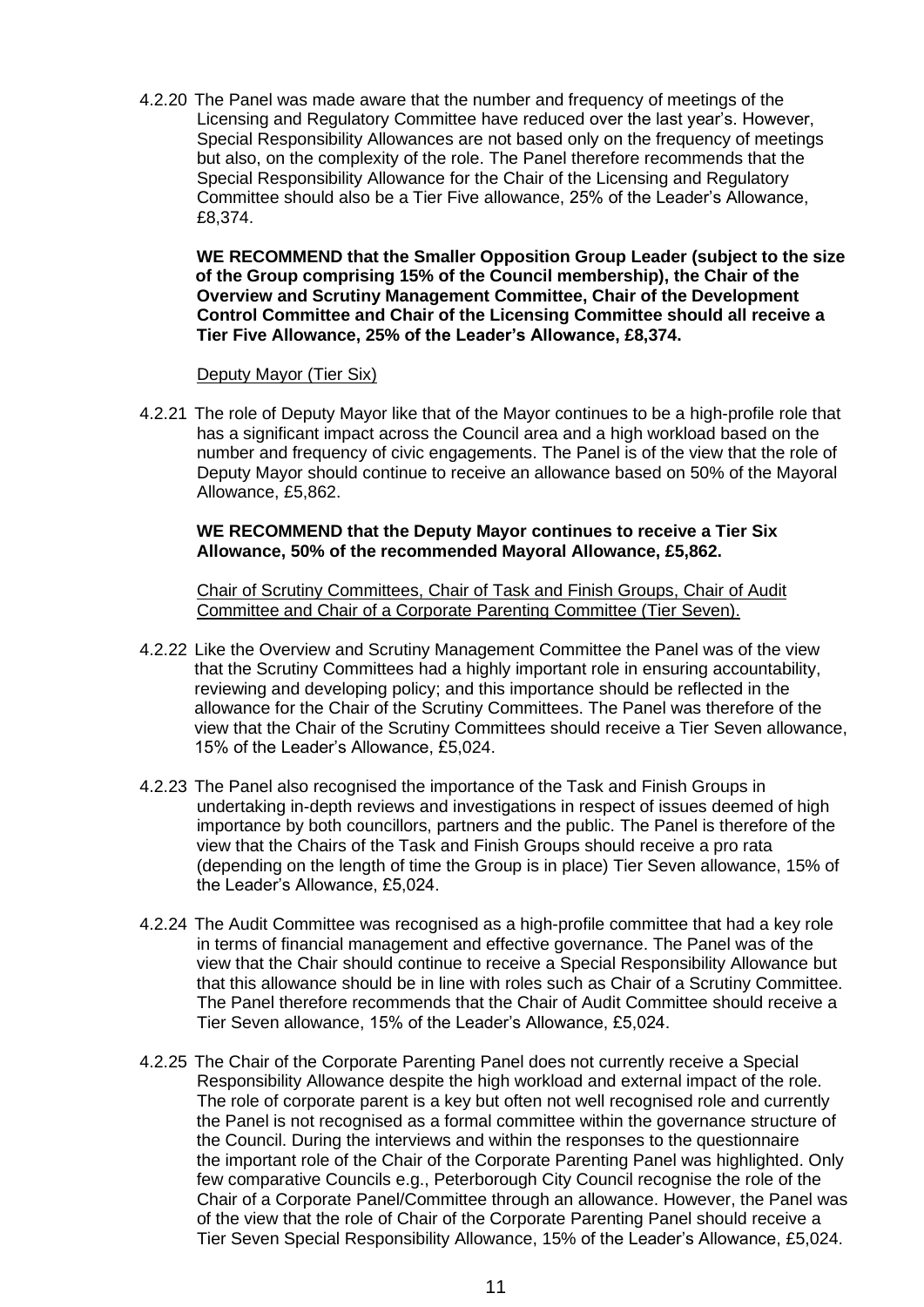4.2.20 The Panel was made aware that the number and frequency of meetings of the Licensing and Regulatory Committee have reduced over the last year's. However, Special Responsibility Allowances are not based only on the frequency of meetings but also, on the complexity of the role. The Panel therefore recommends that the Special Responsibility Allowance for the Chair of the Licensing and Regulatory Committee should also be a Tier Five allowance, 25% of the Leader's Allowance, £8,374.

**WE RECOMMEND that the Smaller Opposition Group Leader (subject to the size of the Group comprising 15% of the Council membership), the Chair of the Overview and Scrutiny Management Committee, Chair of the Development Control Committee and Chair of the Licensing Committee should all receive a Tier Five Allowance, 25% of the Leader's Allowance, £8,374.**

Deputy Mayor (Tier Six)

4.2.21 The role of Deputy Mayor like that of the Mayor continues to be a high-profile role that has a significant impact across the Council area and a high workload based on the number and frequency of civic engagements. The Panel is of the view that the role of Deputy Mayor should continue to receive an allowance based on 50% of the Mayoral Allowance, £5,862.

**WE RECOMMEND that the Deputy Mayor continues to receive a Tier Six Allowance, 50% of the recommended Mayoral Allowance, £5,862.**

Chair of Scrutiny Committees, Chair of Task and Finish Groups, Chair of Audit Committee and Chair of a Corporate Parenting Committee (Tier Seven).

4.2.22 Like the Overview and Scrutiny Management Committee the Panel was of the view that the Scrutiny Committees had a highly important role in ensuring accountability, reviewing and developing policy; and this importance should be reflected in the allowance for the Chair of the Scrutiny Committees. The Panel was therefore of the view that the Chair of the Scrutiny Committees should receive a Tier Seven allowance, 15% of the Leader's Allowance, £5,024.

4.2.23 The Panel also recognised the importance of the Task and Finish Groups in undertaking in-depth reviews and investigations in respect of issues deemed of high importance by both councillors, partners and the public. The Panel is therefore of the view that the Chairs of the Task and Finish Groups should receive a pro rata (depending on the length of time the Group is in place) Tier Seven allowance, 15% of the Leader's Allowance, £5,024.

4.2.24 The Audit Committee was recognised as a high-profile committee that had a key role in terms of financial management and effective governance. The Panel was of the view that the Chair should continue to receive a Special Responsibility Allowance but that this allowance should be in line with roles such as Chair of a Scrutiny Committee. The Panel therefore recommends that the Chair of Audit Committee should receive a Tier Seven allowance, 15% of the Leader's Allowance, £5,024.

4.2.25 The Chair of the Corporate Parenting Panel does not currently receive a Special Responsibility Allowance despite the high workload and external impact of the role. The role of corporate parent is a key but often not well recognised role and currently the Panel is not recognised as a formal committee within the governance structure of the Council. During the interviews and within the responses to the questionnaire the important role of the Chair of the Corporate Parenting Panel was highlighted. Only few comparative Councils e.g., Peterborough City Council recognise the role of the Chair of a Corporate Panel/Committee through an allowance. However, the Panel was of the view that the role of Chair of the Corporate Parenting Panel should receive a Tier Seven Special Responsibility Allowance, 15% of the Leader's Allowance, £5,024.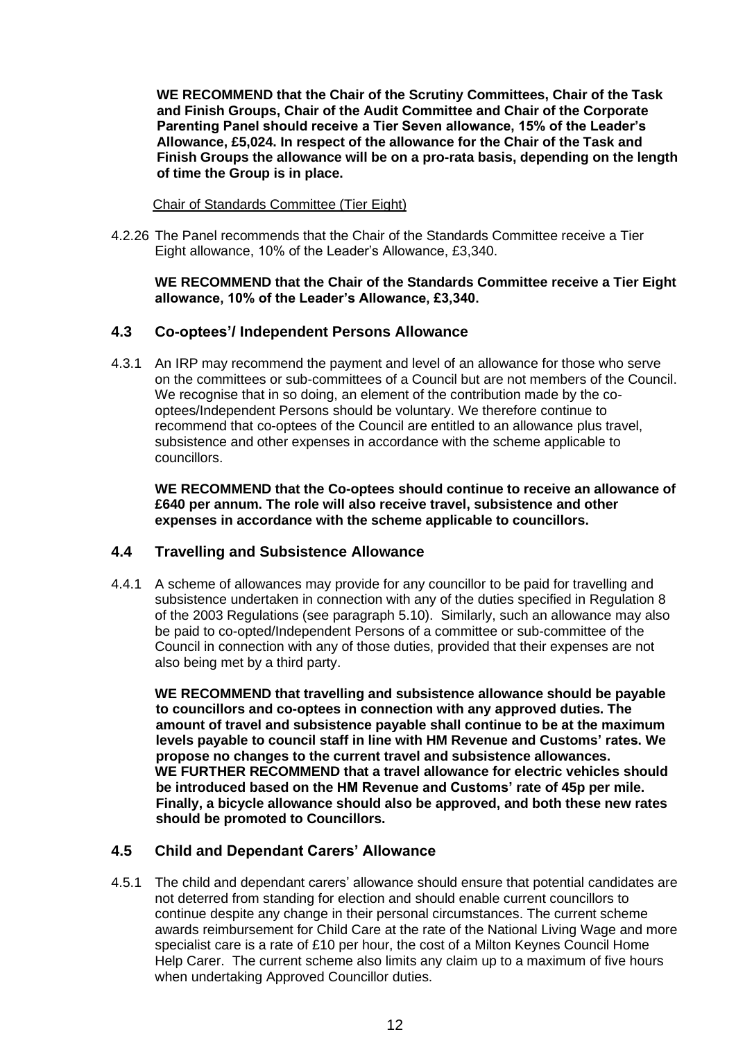**WE RECOMMEND that the Chair of the Scrutiny Committees, Chair of the Task and Finish Groups, Chair of the Audit Committee and Chair of the Corporate Parenting Panel should receive a Tier Seven allowance, 15% of the Leader's Allowance, £5,024. In respect of the allowance for the Chair of the Task and Finish Groups the allowance will be on a pro-rata basis, depending on the length of time the Group is in place.**

Chair of Standards Committee (Tier Eight)

4.2.26 The Panel recommends that the Chair of the Standards Committee receive a Tier Eight allowance, 10% of the Leader's Allowance, £3,340.

**WE RECOMMEND that the Chair of the Standards Committee receive a Tier Eight allowance, 10% of the Leader's Allowance, £3,340.**

### 4.3 Co-optees'/ Independent Persons Allowance

4.3.1 An IRP may recommend the payment and level of an allowance for those who serve on the committees or sub-committees of a Council but are not members of the Council. We recognise that in so doing, an element of the contribution made by the co-optees/Independent Persons should be voluntary. We therefore continue to recommend that co-optees of the Council are entitled to an allowance plus travel, subsistence and other expenses in accordance with the scheme applicable to councillors.

**WE RECOMMEND that the Co-optees should continue to receive an allowance of £640 per annum. The role will also receive travel, subsistence and other expenses in accordance with the scheme applicable to councillors.**

### 4.4 Travelling and Subsistence Allowance

4.4.1 A scheme of allowances may provide for any councillor to be paid for travelling and subsistence undertaken in connection with any of the duties specified in Regulation 8 of the 2003 Regulations (see paragraph 5.10). Similarly, such an allowance may also be paid to co-opted/Independent Persons of a committee or sub-committee of the Council in connection with any of those duties, provided that their expenses are not also being met by a third party.

**WE RECOMMEND that travelling and subsistence allowance should be payable to councillors and co-optees in connection with any approved duties. The amount of travel and subsistence payable shall continue to be at the maximum levels payable to council staff in line with HM Revenue and Customs' rates. We propose no changes to the current travel and subsistence allowances.**
**WE FURTHER RECOMMEND that a travel allowance for electric vehicles should be introduced based on the HM Revenue and Customs' rate of 45p per mile. Finally, a bicycle allowance should also be approved, and both these new rates should be promoted to Councillors.**

### 4.5 Child and Dependant Carers' Allowance

4.5.1 The child and dependant carers' allowance should ensure that potential candidates are not deterred from standing for election and should enable current councillors to continue despite any change in their personal circumstances. The current scheme awards reimbursement for Child Care at the rate of the National Living Wage and more specialist care is a rate of £10 per hour, the cost of a Milton Keynes Council Home Help Carer. The current scheme also limits any claim up to a maximum of five hours when undertaking Approved Councillor duties.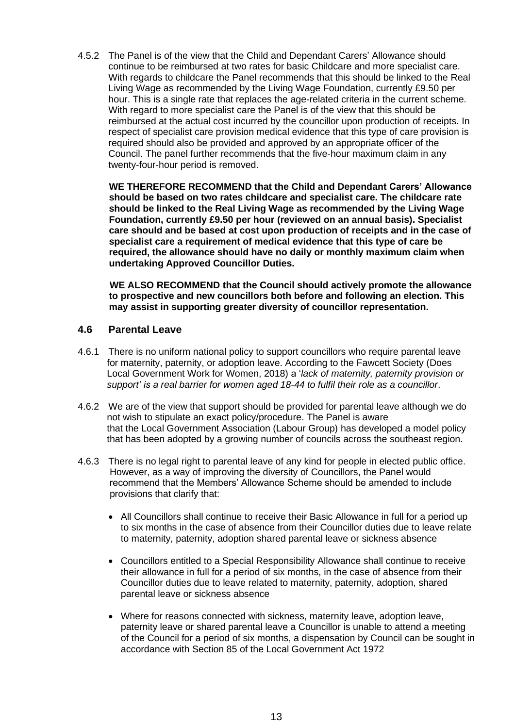4.5.2 The Panel is of the view that the Child and Dependant Carers' Allowance should continue to be reimbursed at two rates for basic Childcare and more specialist care. With regards to childcare the Panel recommends that this should be linked to the Real Living Wage as recommended by the Living Wage Foundation, currently £9.50 per hour. This is a single rate that replaces the age-related criteria in the current scheme. With regard to more specialist care the Panel is of the view that this should be reimbursed at the actual cost incurred by the councillor upon production of receipts. In respect of specialist care provision medical evidence that this type of care provision is required should also be provided and approved by an appropriate officer of the Council. The panel further recommends that the five-hour maximum claim in any twenty-four-hour period is removed.

**WE THEREFORE RECOMMEND that the Child and Dependant Carers' Allowance should be based on two rates childcare and specialist care. The childcare rate should be linked to the Real Living Wage as recommended by the Living Wage Foundation, currently £9.50 per hour (reviewed on an annual basis). Specialist care should and be based at cost upon production of receipts and in the case of specialist care a requirement of medical evidence that this type of care be required, the allowance should have no daily or monthly maximum claim when undertaking Approved Councillor Duties.**

**WE ALSO RECOMMEND that the Council should actively promote the allowance to prospective and new councillors both before and following an election. This may assist in supporting greater diversity of councillor representation.**

## 4.6 Parental Leave

4.6.1 There is no uniform national policy to support councillors who require parental leave for maternity, paternity, or adoption leave. According to the Fawcett Society (Does Local Government Work for Women, 2018) a '*lack of maternity, paternity provision or support' is a real barrier for women aged 18-44 to fulfil their role as a councillor*.

4.6.2 We are of the view that support should be provided for parental leave although we do not wish to stipulate an exact policy/procedure. The Panel is aware that the Local Government Association (Labour Group) has developed a model policy that has been adopted by a growing number of councils across the southeast region.

4.6.3 There is no legal right to parental leave of any kind for people in elected public office. However, as a way of improving the diversity of Councillors, the Panel would recommend that the Members' Allowance Scheme should be amended to include provisions that clarify that:

- All Councillors shall continue to receive their Basic Allowance in full for a period up to six months in the case of absence from their Councillor duties due to leave relate to maternity, paternity, adoption shared parental leave or sickness absence

- Councillors entitled to a Special Responsibility Allowance shall continue to receive their allowance in full for a period of six months, in the case of absence from their Councillor duties due to leave related to maternity, paternity, adoption, shared parental leave or sickness absence

- Where for reasons connected with sickness, maternity leave, adoption leave, paternity leave or shared parental leave a Councillor is unable to attend a meeting of the Council for a period of six months, a dispensation by Council can be sought in accordance with Section 85 of the Local Government Act 1972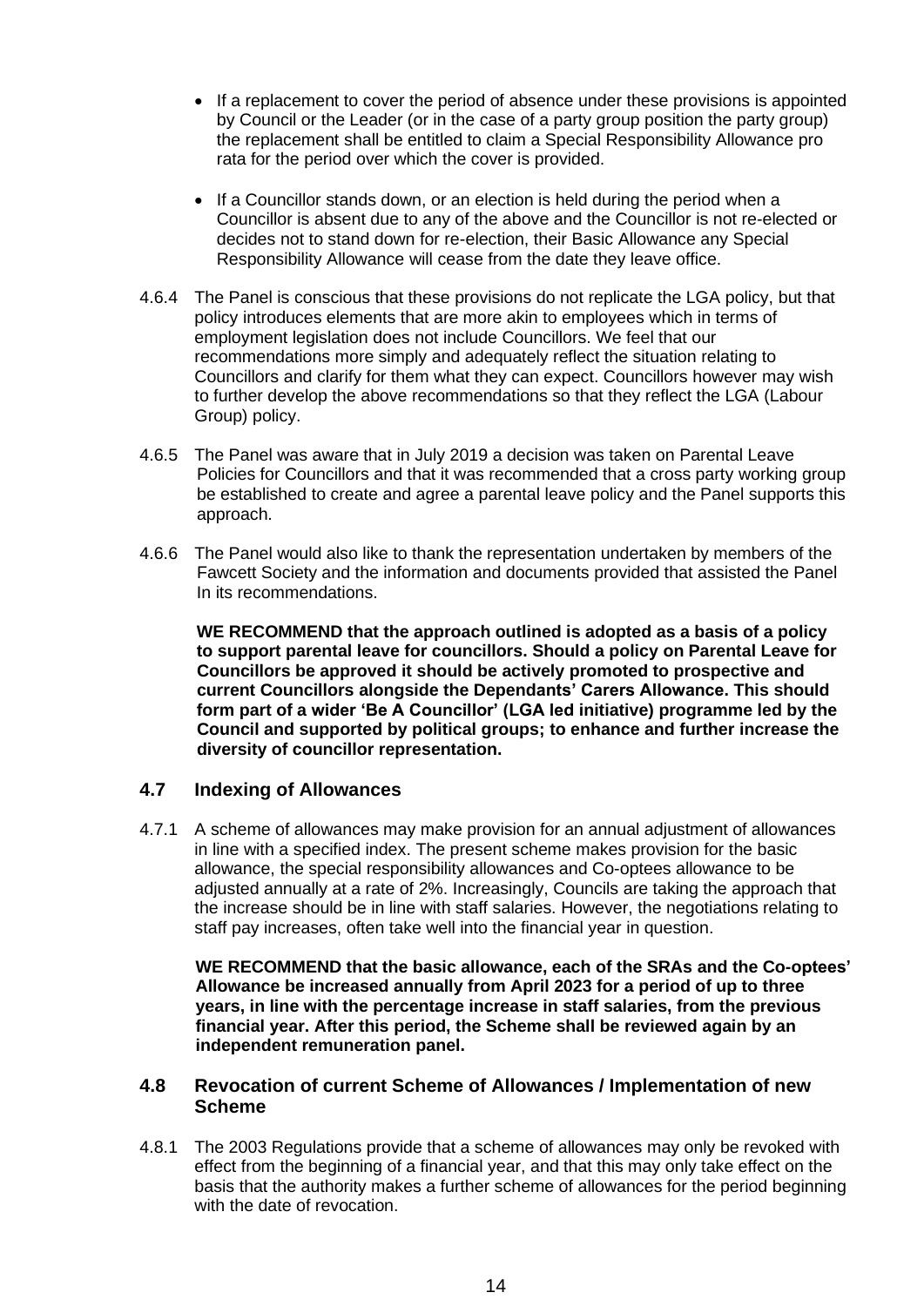- If a replacement to cover the period of absence under these provisions is appointed by Council or the Leader (or in the case of a party group position the party group) the replacement shall be entitled to claim a Special Responsibility Allowance pro rata for the period over which the cover is provided.

- If a Councillor stands down, or an election is held during the period when a Councillor is absent due to any of the above and the Councillor is not re-elected or decides not to stand down for re-election, their Basic Allowance any Special Responsibility Allowance will cease from the date they leave office.

4.6.4 The Panel is conscious that these provisions do not replicate the LGA policy, but that policy introduces elements that are more akin to employees which in terms of employment legislation does not include Councillors. We feel that our recommendations more simply and adequately reflect the situation relating to Councillors and clarify for them what they can expect. Councillors however may wish to further develop the above recommendations so that they reflect the LGA (Labour Group) policy.

4.6.5 The Panel was aware that in July 2019 a decision was taken on Parental Leave Policies for Councillors and that it was recommended that a cross party working group be established to create and agree a parental leave policy and the Panel supports this approach.

4.6.6 The Panel would also like to thank the representation undertaken by members of the Fawcett Society and the information and documents provided that assisted the Panel In its recommendations.

**WE RECOMMEND that the approach outlined is adopted as a basis of a policy to support parental leave for councillors. Should a policy on Parental Leave for Councillors be approved it should be actively promoted to prospective and current Councillors alongside the Dependants' Carers Allowance. This should form part of a wider 'Be A Councillor' (LGA led initiative) programme led by the Council and supported by political groups; to enhance and further increase the diversity of councillor representation.**

## 4.7 Indexing of Allowances

4.7.1 A scheme of allowances may make provision for an annual adjustment of allowances in line with a specified index. The present scheme makes provision for the basic allowance, the special responsibility allowances and Co-optees allowance to be adjusted annually at a rate of 2%. Increasingly, Councils are taking the approach that the increase should be in line with staff salaries. However, the negotiations relating to staff pay increases, often take well into the financial year in question.

**WE RECOMMEND that the basic allowance, each of the SRAs and the Co-optees' Allowance be increased annually from April 2023 for a period of up to three years, in line with the percentage increase in staff salaries, from the previous financial year. After this period, the Scheme shall be reviewed again by an independent remuneration panel.**

## 4.8 Revocation of current Scheme of Allowances / Implementation of new Scheme

4.8.1 The 2003 Regulations provide that a scheme of allowances may only be revoked with effect from the beginning of a financial year, and that this may only take effect on the basis that the authority makes a further scheme of allowances for the period beginning with the date of revocation.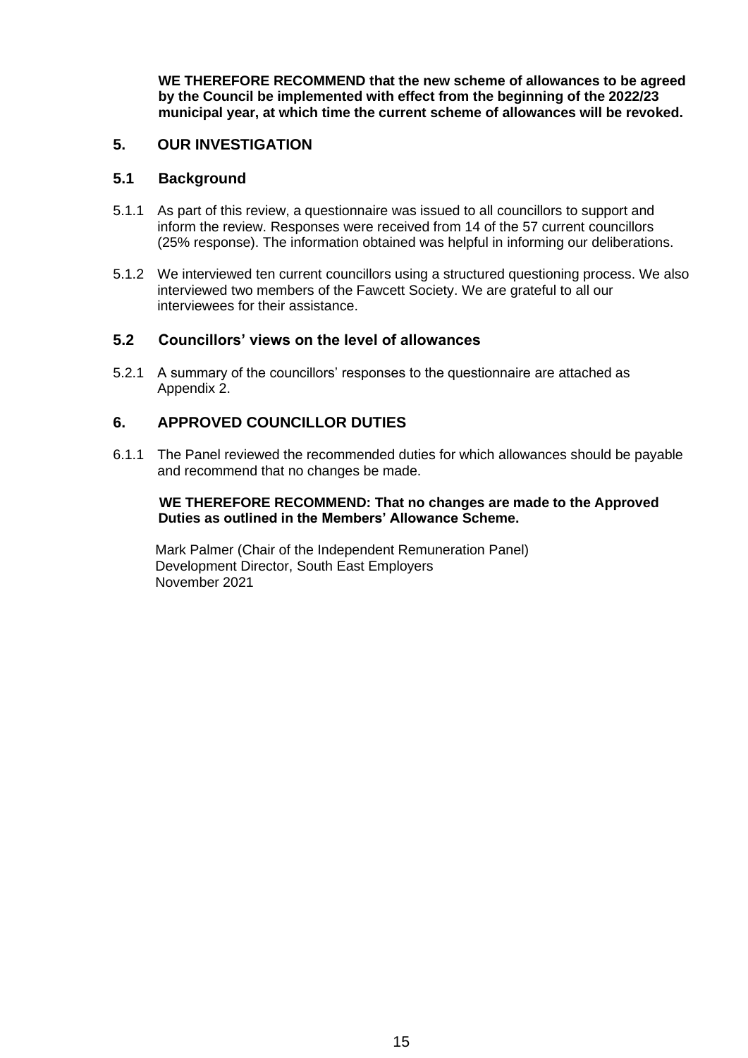**WE THEREFORE RECOMMEND that the new scheme of allowances to be agreed by the Council be implemented with effect from the beginning of the 2022/23 municipal year, at which time the current scheme of allowances will be revoked.**

## 5. OUR INVESTIGATION

### 5.1 Background

5.1.1 As part of this review, a questionnaire was issued to all councillors to support and inform the review. Responses were received from 14 of the 57 current councillors (25% response). The information obtained was helpful in informing our deliberations.

5.1.2 We interviewed ten current councillors using a structured questioning process. We also interviewed two members of the Fawcett Society. We are grateful to all our interviewees for their assistance.

### 5.2 Councillors' views on the level of allowances

5.2.1 A summary of the councillors' responses to the questionnaire are attached as Appendix 2.

## 6. APPROVED COUNCILLOR DUTIES

6.1.1 The Panel reviewed the recommended duties for which allowances should be payable and recommend that no changes be made.

**WE THEREFORE RECOMMEND: That no changes are made to the Approved Duties as outlined in the Members' Allowance Scheme.**

Mark Palmer (Chair of the Independent Remuneration Panel)
Development Director, South East Employers
November 2021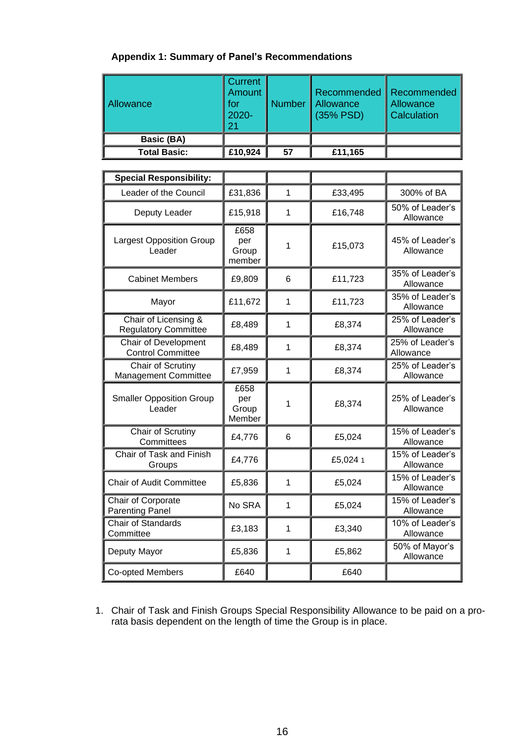**Appendix 1: Summary of Panel's Recommendations**

| Allowance | Current Amount for 2020-21 | Number | Recommended Allowance (35% PSD) | Recommended Allowance Calculation |
|---|---|---|---|---|
| **Basic (BA)** | | | | |
| **Total Basic:** | **£10,924** | **57** | **£11,165** | |
| **Special Responsibility:** | | | | |
| Leader of the Council | £31,836 | 1 | £33,495 | 300% of BA |
| Deputy Leader | £15,918 | 1 | £16,748 | 50% of Leader's Allowance |
| Largest Opposition Group Leader | £658 per Group member | 1 | £15,073 | 45% of Leader's Allowance |
| Cabinet Members | £9,809 | 6 | £11,723 | 35% of Leader's Allowance |
| Mayor | £11,672 | 1 | £11,723 | 35% of Leader's Allowance |
| Chair of Licensing & Regulatory Committee | £8,489 | 1 | £8,374 | 25% of Leader's Allowance |
| Chair of Development Control Committee | £8,489 | 1 | £8,374 | 25% of Leader's Allowance |
| Chair of Scrutiny Management Committee | £7,959 | 1 | £8,374 | 25% of Leader's Allowance |
| Smaller Opposition Group Leader | £658 per Group Member | 1 | £8,374 | 25% of Leader's Allowance |
| Chair of Scrutiny Committees | £4,776 | 6 | £5,024 | 15% of Leader's Allowance |
| Chair of Task and Finish Groups | £4,776 | | £5,024 [1] | 15% of Leader's Allowance |
| Chair of Audit Committee | £5,836 | 1 | £5,024 | 15% of Leader's Allowance |
| Chair of Corporate Parenting Panel | No SRA | 1 | £5,024 | 15% of Leader's Allowance |
| Chair of Standards Committee | £3,183 | 1 | £3,340 | 10% of Leader's Allowance |
| Deputy Mayor | £5,836 | 1 | £5,862 | 50% of Mayor's Allowance |
| Co-opted Members | £640 | | £640 | |

1. Chair of Task and Finish Groups Special Responsibility Allowance to be paid on a pro-rata basis dependent on the length of time the Group is in place.